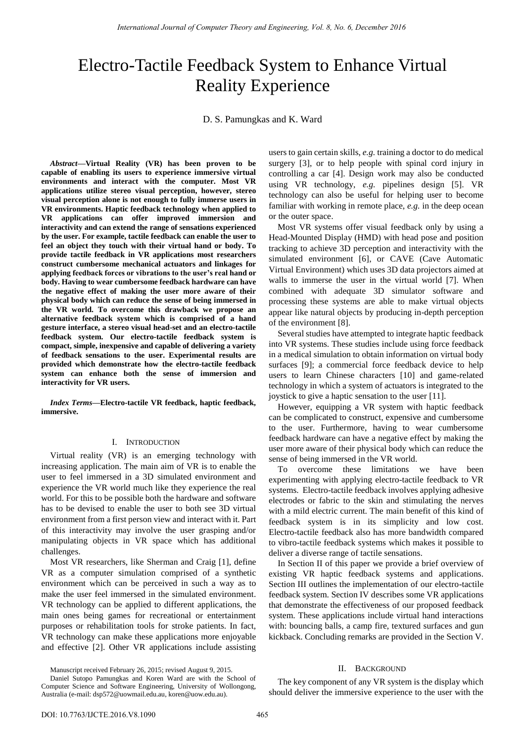# Electro-Tactile Feedback System to Enhance Virtual Reality Experience

D. S. Pamungkas and K. Ward

***Abstract*—Virtual Reality (VR) has been proven to be capable of enabling its users to experience immersive virtual environments and interact with the computer. Most VR applications utilize stereo visual perception, however, stereo visual perception alone is not enough to fully immerse users in VR environments. Haptic feedback technology when applied to VR applications can offer improved immersion and interactivity and can extend the range of sensations experienced by the user. For example, tactile feedback can enable the user to feel an object they touch with their virtual hand or body. To provide tactile feedback in VR applications most researchers construct cumbersome mechanical actuators and linkages for applying feedback forces or vibrations to the user's real hand or body. Having to wear cumbersome feedback hardware can have the negative effect of making the user more aware of their physical body which can reduce the sense of being immersed in the VR world. To overcome this drawback we propose an alternative feedback system which is comprised of a hand gesture interface, a stereo visual head-set and an electro-tactile feedback system. Our electro-tactile feedback hardware is compact, simple, inexpensive and capable of delivering a variety of feedback sensations to the user. Experimental results are provided which demonstrate how the electro-tactile feedback system can enhance both the sense of immersion and interactivity for VR users.**

***Index Terms*—Electro-tactile VR feedback, haptic feedback, immersive.**

## I. Introduction

Virtual reality (VR) is an emerging technology with increasing application. The main aim of VR is to enable the user to feel immersed in a 3D simulated environment and experience the VR world much like they experience the real world. For this to be possible both the hardware and software has to be devised to enable the user to both see 3D virtual environment from a first person view and interact with it. Part of this interactivity may involve the user grasping and/or manipulating objects in VR space which has additional challenges.

Most VR researchers, like Sherman and Craig [1], define VR as a computer simulation comprised of a synthetic environment which can be perceived in such a way as to make the user feel immersed in the simulated environment. VR technology can be applied to different applications, the main ones being games for recreational or entertainment purposes or rehabilitation tools for stroke patients. In fact, VR technology can make these applications more enjoyable and effective [2]. Other VR applications include assisting users to gain certain skills, *e.g.* training a doctor to do medical surgery [3], or to help people with spinal cord injury in controlling a car [4]. Design work may also be conducted using VR technology, *e.g.* pipelines design [5]. VR technology can also be useful for helping user to become familiar with working in remote place, *e.g.* in the deep ocean or the outer space.

Most VR systems offer visual feedback only by using a Head-Mounted Display (HMD) with head pose and position tracking to achieve 3D perception and interactivity with the simulated environment [6], or CAVE (Cave Automatic Virtual Environment) which uses 3D data projectors aimed at walls to immerse the user in the virtual world [7]. When combined with adequate 3D simulator software and processing these systems are able to make virtual objects appear like natural objects by producing in-depth perception of the environment [8].

Several studies have attempted to integrate haptic feedback into VR systems. These studies include using force feedback in a medical simulation to obtain information on virtual body surfaces [9]; a commercial force feedback device to help users to learn Chinese characters [10] and game-related technology in which a system of actuators is integrated to the joystick to give a haptic sensation to the user [11].

However, equipping a VR system with haptic feedback can be complicated to construct, expensive and cumbersome to the user. Furthermore, having to wear cumbersome feedback hardware can have a negative effect by making the user more aware of their physical body which can reduce the sense of being immersed in the VR world.

To overcome these limitations we have been experimenting with applying electro-tactile feedback to VR systems. Electro-tactile feedback involves applying adhesive electrodes or fabric to the skin and stimulating the nerves with a mild electric current. The main benefit of this kind of feedback system is in its simplicity and low cost. Electro-tactile feedback also has more bandwidth compared to vibro-tactile feedback systems which makes it possible to deliver a diverse range of tactile sensations.

In Section II of this paper we provide a brief overview of existing VR haptic feedback systems and applications. Section III outlines the implementation of our electro-tactile feedback system. Section IV describes some VR applications that demonstrate the effectiveness of our proposed feedback system. These applications include virtual hand interactions with: bouncing balls, a camp fire, textured surfaces and gun kickback. Concluding remarks are provided in the Section V.

Manuscript received February 26, 2015; revised August 9, 2015.

Daniel Sutopo Pamungkas and Koren Ward are with the School of Computer Science and Software Engineering, University of Wollongong, Australia (e-mail: dsp572@uowmail.edu.au, koren@uow.edu.au).

## II. Background

The key component of any VR system is the display which should deliver the immersive experience to the user with the

DOI: 10.7763/IJCTE.2016.V8.1090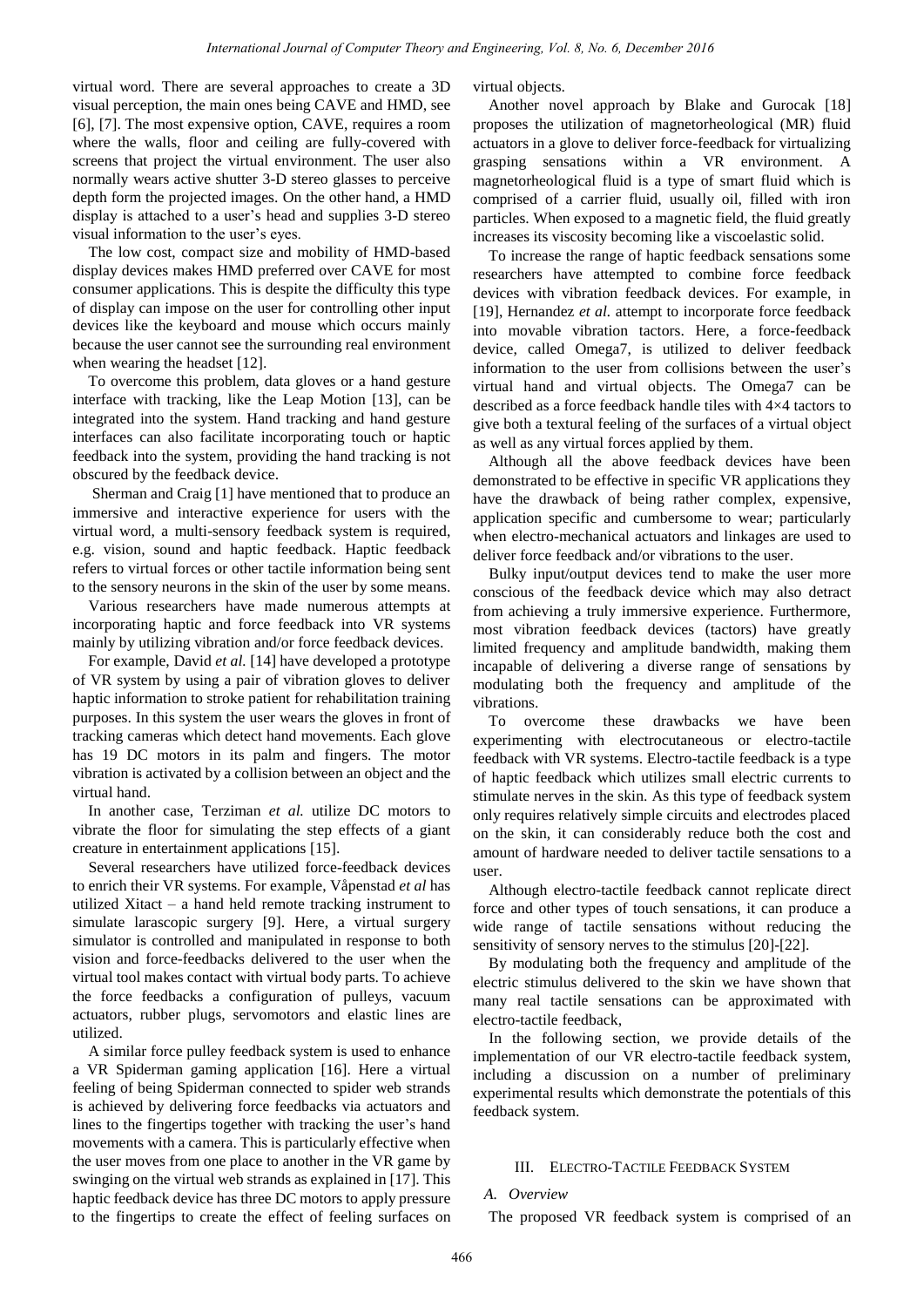virtual word. There are several approaches to create a 3D visual perception, the main ones being CAVE and HMD, see [6], [7]. The most expensive option, CAVE, requires a room where the walls, floor and ceiling are fully-covered with screens that project the virtual environment. The user also normally wears active shutter 3-D stereo glasses to perceive depth form the projected images. On the other hand, a HMD display is attached to a user's head and supplies 3-D stereo visual information to the user's eyes.

The low cost, compact size and mobility of HMD-based display devices makes HMD preferred over CAVE for most consumer applications. This is despite the difficulty this type of display can impose on the user for controlling other input devices like the keyboard and mouse which occurs mainly because the user cannot see the surrounding real environment when wearing the headset [12].

To overcome this problem, data gloves or a hand gesture interface with tracking, like the Leap Motion [13], can be integrated into the system. Hand tracking and hand gesture interfaces can also facilitate incorporating touch or haptic feedback into the system, providing the hand tracking is not obscured by the feedback device.

Sherman and Craig [1] have mentioned that to produce an immersive and interactive experience for users with the virtual word, a multi-sensory feedback system is required, e.g. vision, sound and haptic feedback. Haptic feedback refers to virtual forces or other tactile information being sent to the sensory neurons in the skin of the user by some means.

Various researchers have made numerous attempts at incorporating haptic and force feedback into VR systems mainly by utilizing vibration and/or force feedback devices.

For example, David *et al.* [14] have developed a prototype of VR system by using a pair of vibration gloves to deliver haptic information to stroke patient for rehabilitation training purposes. In this system the user wears the gloves in front of tracking cameras which detect hand movements. Each glove has 19 DC motors in its palm and fingers. The motor vibration is activated by a collision between an object and the virtual hand.

In another case, Terziman *et al.* utilize DC motors to vibrate the floor for simulating the step effects of a giant creature in entertainment applications [15].

Several researchers have utilized force-feedback devices to enrich their VR systems. For example, Våpenstad *et al* has utilized Xitact – a hand held remote tracking instrument to simulate larascopic surgery [9]. Here, a virtual surgery simulator is controlled and manipulated in response to both vision and force-feedbacks delivered to the user when the virtual tool makes contact with virtual body parts. To achieve the force feedbacks a configuration of pulleys, vacuum actuators, rubber plugs, servomotors and elastic lines are utilized.

A similar force pulley feedback system is used to enhance a VR Spiderman gaming application [16]. Here a virtual feeling of being Spiderman connected to spider web strands is achieved by delivering force feedbacks via actuators and lines to the fingertips together with tracking the user's hand movements with a camera. This is particularly effective when the user moves from one place to another in the VR game by swinging on the virtual web strands as explained in [17]. This haptic feedback device has three DC motors to apply pressure to the fingertips to create the effect of feeling surfaces on virtual objects.

Another novel approach by Blake and Gurocak [18] proposes the utilization of magnetorheological (MR) fluid actuators in a glove to deliver force-feedback for virtualizing grasping sensations within a VR environment. A magnetorheological fluid is a type of smart fluid which is comprised of a carrier fluid, usually oil, filled with iron particles. When exposed to a magnetic field, the fluid greatly increases its viscosity becoming like a viscoelastic solid.

To increase the range of haptic feedback sensations some researchers have attempted to combine force feedback devices with vibration feedback devices. For example, in [19], Hernandez *et al.* attempt to incorporate force feedback into movable vibration tactors. Here, a force-feedback device, called Omega7, is utilized to deliver feedback information to the user from collisions between the user's virtual hand and virtual objects. The Omega7 can be described as a force feedback handle tiles with 4×4 tactors to give both a textural feeling of the surfaces of a virtual object as well as any virtual forces applied by them.

Although all the above feedback devices have been demonstrated to be effective in specific VR applications they have the drawback of being rather complex, expensive, application specific and cumbersome to wear; particularly when electro-mechanical actuators and linkages are used to deliver force feedback and/or vibrations to the user.

Bulky input/output devices tend to make the user more conscious of the feedback device which may also detract from achieving a truly immersive experience. Furthermore, most vibration feedback devices (tactors) have greatly limited frequency and amplitude bandwidth, making them incapable of delivering a diverse range of sensations by modulating both the frequency and amplitude of the vibrations.

To overcome these drawbacks we have been experimenting with electrocutaneous or electro-tactile feedback with VR systems. Electro-tactile feedback is a type of haptic feedback which utilizes small electric currents to stimulate nerves in the skin. As this type of feedback system only requires relatively simple circuits and electrodes placed on the skin, it can considerably reduce both the cost and amount of hardware needed to deliver tactile sensations to a user.

Although electro-tactile feedback cannot replicate direct force and other types of touch sensations, it can produce a wide range of tactile sensations without reducing the sensitivity of sensory nerves to the stimulus [20]-[22].

By modulating both the frequency and amplitude of the electric stimulus delivered to the skin we have shown that many real tactile sensations can be approximated with electro-tactile feedback,

In the following section, we provide details of the implementation of our VR electro-tactile feedback system, including a discussion on a number of preliminary experimental results which demonstrate the potentials of this feedback system.

## III. Electro-Tactile Feedback System

### A. Overview

The proposed VR feedback system is comprised of an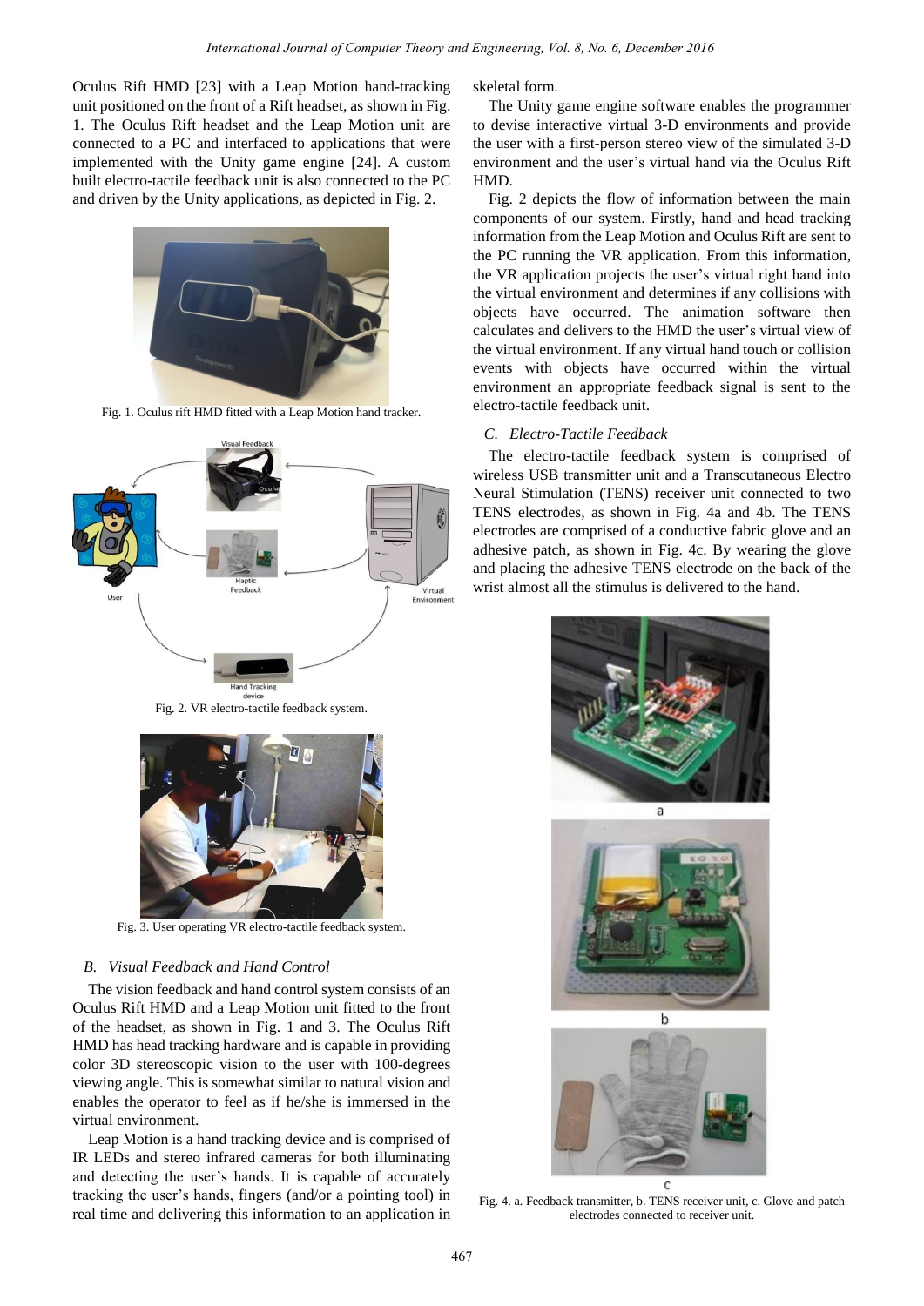Oculus Rift HMD [23] with a Leap Motion hand-tracking unit positioned on the front of a Rift headset, as shown in Fig. 1. The Oculus Rift headset and the Leap Motion unit are connected to a PC and interfaced to applications that were implemented with the Unity game engine [24]. A custom built electro-tactile feedback unit is also connected to the PC and driven by the Unity applications, as depicted in Fig. 2.

Fig. 1. Oculus rift HMD fitted with a Leap Motion hand tracker.

Fig. 2. VR electro-tactile feedback system.

Fig. 3. User operating VR electro-tactile feedback system.

### *B. Visual Feedback and Hand Control*

The vision feedback and hand control system consists of an Oculus Rift HMD and a Leap Motion unit fitted to the front of the headset, as shown in Fig. 1 and 3. The Oculus Rift HMD has head tracking hardware and is capable in providing color 3D stereoscopic vision to the user with 100-degrees viewing angle. This is somewhat similar to natural vision and enables the operator to feel as if he/she is immersed in the virtual environment.

Leap Motion is a hand tracking device and is comprised of IR LEDs and stereo infrared cameras for both illuminating and detecting the user's hands. It is capable of accurately tracking the user's hands, fingers (and/or a pointing tool) in real time and delivering this information to an application in skeletal form.

The Unity game engine software enables the programmer to devise interactive virtual 3-D environments and provide the user with a first-person stereo view of the simulated 3-D environment and the user's virtual hand via the Oculus Rift HMD.

Fig. 2 depicts the flow of information between the main components of our system. Firstly, hand and head tracking information from the Leap Motion and Oculus Rift are sent to the PC running the VR application. From this information, the VR application projects the user's virtual right hand into the virtual environment and determines if any collisions with objects have occurred. The animation software then calculates and delivers to the HMD the user's virtual view of the virtual environment. If any virtual hand touch or collision events with objects have occurred within the virtual environment an appropriate feedback signal is sent to the electro-tactile feedback unit.

### *C. Electro-Tactile Feedback*

The electro-tactile feedback system is comprised of wireless USB transmitter unit and a Transcutaneous Electro Neural Stimulation (TENS) receiver unit connected to two TENS electrodes, as shown in Fig. 4a and 4b. The TENS electrodes are comprised of a conductive fabric glove and an adhesive patch, as shown in Fig. 4c. By wearing the glove and placing the adhesive TENS electrode on the back of the wrist almost all the stimulus is delivered to the hand.

Fig. 4. a. Feedback transmitter, b. TENS receiver unit, c. Glove and patch electrodes connected to receiver unit.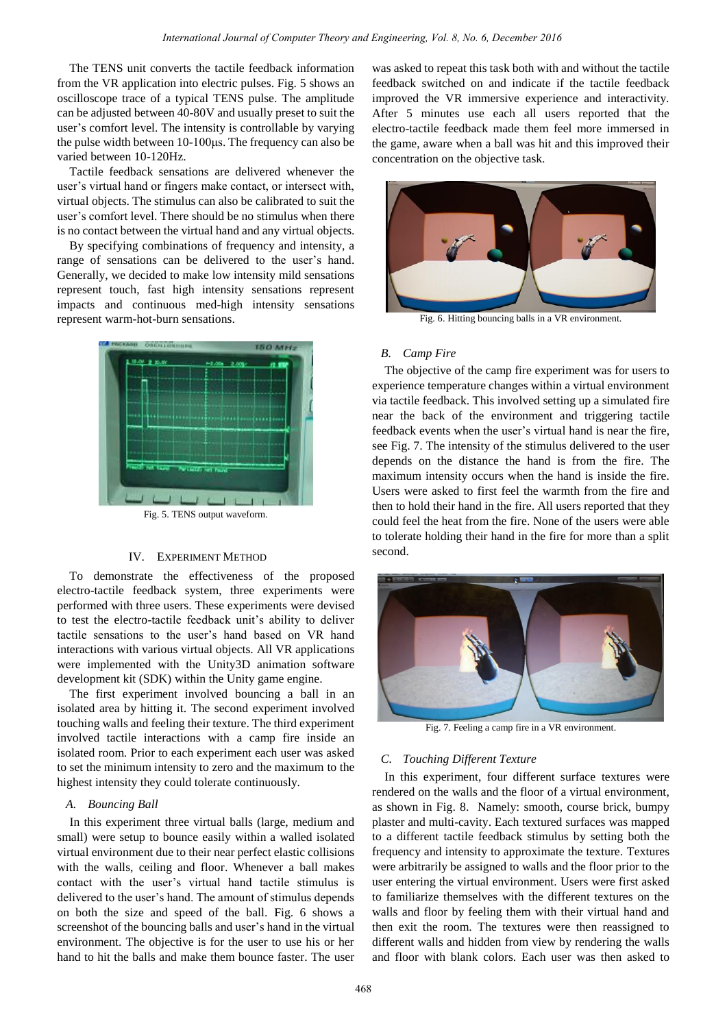The TENS unit converts the tactile feedback information from the VR application into electric pulses. Fig. 5 shows an oscilloscope trace of a typical TENS pulse. The amplitude can be adjusted between 40-80V and usually preset to suit the user's comfort level. The intensity is controllable by varying the pulse width between 10-100μs. The frequency can also be varied between 10-120Hz.

Tactile feedback sensations are delivered whenever the user's virtual hand or fingers make contact, or intersect with, virtual objects. The stimulus can also be calibrated to suit the user's comfort level. There should be no stimulus when there is no contact between the virtual hand and any virtual objects.

By specifying combinations of frequency and intensity, a range of sensations can be delivered to the user's hand. Generally, we decided to make low intensity mild sensations represent touch, fast high intensity sensations represent impacts and continuous med-high intensity sensations represent warm-hot-burn sensations.

Fig. 5. TENS output waveform.

## IV. Experiment Method

To demonstrate the effectiveness of the proposed electro-tactile feedback system, three experiments were performed with three users. These experiments were devised to test the electro-tactile feedback unit's ability to deliver tactile sensations to the user's hand based on VR hand interactions with various virtual objects. All VR applications were implemented with the Unity3D animation software development kit (SDK) within the Unity game engine.

The first experiment involved bouncing a ball in an isolated area by hitting it. The second experiment involved touching walls and feeling their texture. The third experiment involved tactile interactions with a camp fire inside an isolated room. Prior to each experiment each user was asked to set the minimum intensity to zero and the maximum to the highest intensity they could tolerate continuously.

### *A. Bouncing Ball*

In this experiment three virtual balls (large, medium and small) were setup to bounce easily within a walled isolated virtual environment due to their near perfect elastic collisions with the walls, ceiling and floor. Whenever a ball makes contact with the user's virtual hand tactile stimulus is delivered to the user's hand. The amount of stimulus depends on both the size and speed of the ball. Fig. 6 shows a screenshot of the bouncing balls and user's hand in the virtual environment. The objective is for the user to use his or her hand to hit the balls and make them bounce faster. The user was asked to repeat this task both with and without the tactile feedback switched on and indicate if the tactile feedback improved the VR immersive experience and interactivity. After 5 minutes use each all users reported that the electro-tactile feedback made them feel more immersed in the game, aware when a ball was hit and this improved their concentration on the objective task.

Fig. 6. Hitting bouncing balls in a VR environment.

### *B. Camp Fire*

The objective of the camp fire experiment was for users to experience temperature changes within a virtual environment via tactile feedback. This involved setting up a simulated fire near the back of the environment and triggering tactile feedback events when the user's virtual hand is near the fire, see Fig. 7. The intensity of the stimulus delivered to the user depends on the distance the hand is from the fire. The maximum intensity occurs when the hand is inside the fire. Users were asked to first feel the warmth from the fire and then to hold their hand in the fire. All users reported that they could feel the heat from the fire. None of the users were able to tolerate holding their hand in the fire for more than a split second.

Fig. 7. Feeling a camp fire in a VR environment.

### *C. Touching Different Texture*

In this experiment, four different surface textures were rendered on the walls and the floor of a virtual environment, as shown in Fig. 8. Namely: smooth, course brick, bumpy plaster and multi-cavity. Each textured surfaces was mapped to a different tactile feedback stimulus by setting both the frequency and intensity to approximate the texture. Textures were arbitrarily be assigned to walls and the floor prior to the user entering the virtual environment. Users were first asked to familiarize themselves with the different textures on the walls and floor by feeling them with their virtual hand and then exit the room. The textures were then reassigned to different walls and hidden from view by rendering the walls and floor with blank colors. Each user was then asked to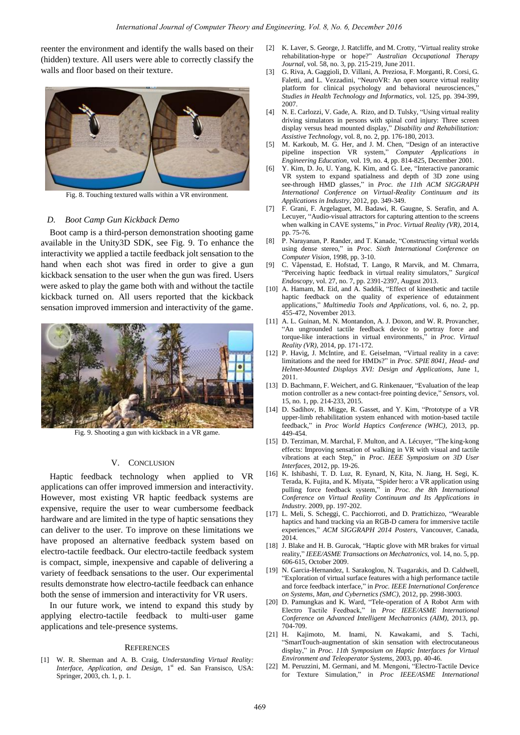reenter the environment and identify the walls based on their (hidden) texture. All users were able to correctly classify the walls and floor based on their texture.

Fig. 8. Touching textured walls within a VR environment.

### D. Boot Camp Gun Kickback Demo

Boot camp is a third-person demonstration shooting game available in the Unity3D SDK, see Fig. 9. To enhance the interactivity we applied a tactile feedback jolt sensation to the hand when each shot was fired in order to give a gun kickback sensation to the user when the gun was fired. Users were asked to play the game both with and without the tactile kickback turned on. All users reported that the kickback sensation improved immersion and interactivity of the game.

Fig. 9. Shooting a gun with kickback in a VR game.

## V. Conclusion

Haptic feedback technology when applied to VR applications can offer improved immersion and interactivity. However, most existing VR haptic feedback systems are expensive, require the user to wear cumbersome feedback hardware and are limited in the type of haptic sensations they can deliver to the user. To improve on these limitations we have proposed an alternative feedback system based on electro-tactile feedback. Our electro-tactile feedback system is compact, simple, inexpensive and capable of delivering a variety of feedback sensations to the user. Our experimental results demonstrate how electro-tactile feedback can enhance both the sense of immersion and interactivity for VR users.

In our future work, we intend to expand this study by applying electro-tactile feedback to multi-user game applications and tele-presence systems.

## References

[1] W. R. Sherman and A. B. Craig, *Understanding Virtual Reality: Interface, Application, and Design*, 1st ed. San Fransisco, USA: Springer, 2003, ch. 1, p. 1.

[2] K. Laver, S. George, J. Ratcliffe, and M. Crotty, "Virtual reality stroke rehabilitation-hype or hope?" *Australian Occupational Therapy Journal*, vol. 58, no. 3, pp. 215-219, June 2011.

[3] G. Riva, A. Gaggioli, D. Villani, A. Preziosa, F. Morganti, R. Corsi, G. Faletti, and L. Vezzadini, "NeuroVR: An open source virtual reality platform for clinical psychology and behavioral neurosciences," *Studies in Health Technology and Informatics*, vol. 125, pp. 394-399, 2007.

[4] N. E. Carlozzi, V. Gade, A. Rizo, and D. Tulsky, "Using virtual reality driving simulators in persons with spinal cord injury: Three screen display versus head mounted display," *Disability and Rehabilitation: Assistive Technology*, vol. 8, no. 2, pp. 176-180, 2013.

[5] M. Karkoub, M. G. Her, and J. M. Chen, "Design of an interactive pipeline inspection VR system," *Computer Applications in Engineering Education*, vol. 19, no. 4, pp. 814-825, December 2001.

[6] Y. Kim, D. Jo, U. Yang, K. Kim, and G. Lee, "Interactive panoramic VR system to expand spatialness and depth of 3D zone using see-through HMD glasses," in *Proc. the 11th ACM SIGGRAPH International Conference on Virtual-Reality Continuum and its Applications in Industry*, 2012, pp. 349-349.

[7] F. Grani, F. Argelaguet, M. Badawi, R. Gaugne, S. Serafin, and A. Lecuyer, "Audio-visual attractors for capturing attention to the screens when walking in CAVE systems," in *Proc. Virtual Reality (VR)*, 2014, pp. 75-76.

[8] P. Narayanan, P. Rander, and T. Kanade, "Constructing virtual worlds using dense stereo," in *Proc. Sixth International Conference on Computer Vision*, 1998, pp. 3-10.

[9] C. Våpenstad, E. Hofstad, T. Lango, R Marvik, and M. Chmarra, "Perceiving haptic feedback in virtual reality simulators," *Surgical Endoscopy*, vol. 27, no. 7, pp. 2391-2397, August 2013.

[10] A. Hamam, M. Eid, and A. Saddik, "Effect of kinesthetic and tactile haptic feedback on the quality of experience of edutainment applications," *Multimedia Tools and Applications*, vol. 6, no. 2, pp. 455-472, November 2013.

[11] A. L. Guinan, M. N. Montandon, A. J. Doxon, and W. R. Provancher, "An ungrounded tactile feedback device to portray force and torque-like interactions in virtual environments," in *Proc. Virtual Reality (VR)*, 2014, pp. 171-172.

[12] P. Havig, J. McIntire, and E. Geiselman, "Virtual reality in a cave: limitations and the need for HMDs?" in *Proc. SPIE 8041, Head- and Helmet-Mounted Displays XVI: Design and Applications*, June 1, 2011.

[13] D. Bachmann, F. Weichert, and G. Rinkenauer, "Evaluation of the leap motion controller as a new contact-free pointing device," *Sensors*, vol. 15, no. 1, pp. 214-233, 2015.

[14] D. Sadihov, B. Migge, R. Gasset, and Y. Kim, "Prototype of a VR upper-limb rehabilitation system enhanced with motion-based tactile feedback," in *Proc World Haptics Conference (WHC)*, 2013, pp. 449-454.

[15] D. Terziman, M. Marchal, F. Multon, and A. Lécuyer, "The king-kong effects: Improving sensation of walking in VR with visual and tactile vibrations at each Step," in *Proc. IEEE Symposium on 3D User Interfaces*, 2012, pp. 19-26.

[16] K. Ishibashi, T. D. Luz, R. Eynard, N, Kita, N. Jiang, H. Segi, K. Terada, K. Fujita, and K. Miyata, "Spider hero: a VR application using pulling force feedback system," in *Proc. the 8th International Conference on Virtual Reality Continuum and Its Applications in Industry*. 2009, pp. 197-202.

[17] L. Meli, S. Scheggi, C. Pacchiorroti, and D. Prattichizzo, "Wearable haptics and hand tracking via an RGB-D camera for immersive tactile experiences," *ACM SIGGRAPH 2014 Posters*, Vancouver, Canada, 2014.

[18] J. Blake and H. B. Gurocak, "Haptic glove with MR brakes for virtual reality," *IEEE/ASME Transactions on Mechatronics*, vol. 14, no. 5, pp. 606-615, October 2009.

[19] N. Garcia-Hernandez, I. Sarakoglou, N. Tsagarakis, and D. Caldwell, "Exploration of virtual surface features with a high performance tactile and force feedback interface," in *Proc. IEEE International Conference on Systems, Man, and Cybernetics (SMC)*, 2012, pp. 2998-3003.

[20] D. Pamungkas and K. Ward, "Tele-operation of A Robot Arm with Electro Tactile Feedback," in *Proc IEEE/ASME International Conference on Advanced Intelligent Mechatronics (AIM)*, 2013, pp. 704-709.

[21] H. Kajimoto, M. Inami, N. Kawakami, and S. Tachi, "SmartTouch-augmentation of skin sensation with electrocutaneous display," in *Proc. 11th Symposium on Haptic Interfaces for Virtual Environment and Teleoperator Systems*, 2003, pp. 40-46.

[22] M. Peruzzini, M. Germani, and M. Mengoni, "Electro-Tactile Device for Texture Simulation," in *Proc IEEE/ASME International*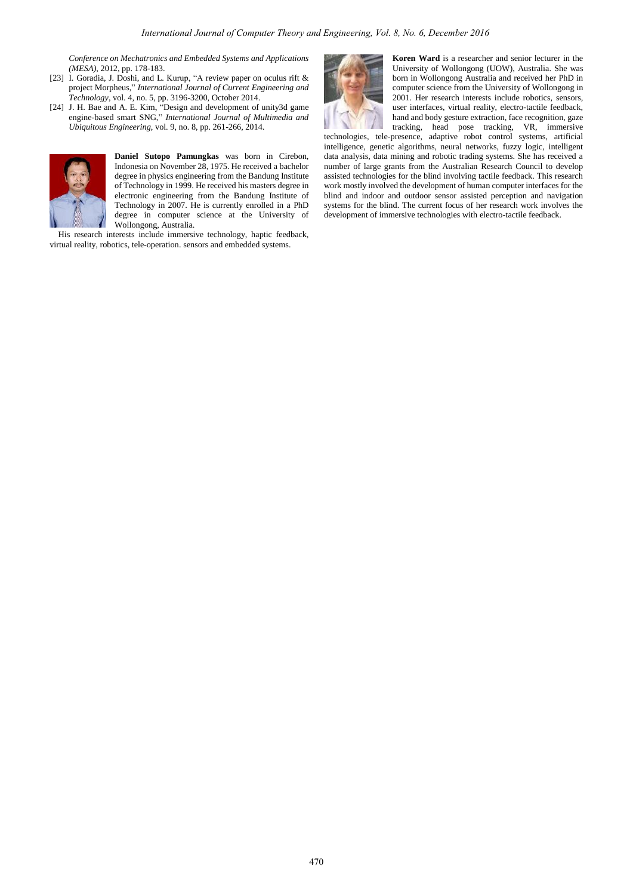*Conference on Mechatronics and Embedded Systems and Applications (MESA)*, 2012, pp. 178-183.

[23] I. Goradia, J. Doshi, and L. Kurup, "A review paper on oculus rift & project Morpheus," *International Journal of Current Engineering and Technology*, vol. 4, no. 5, pp. 3196-3200, October 2014.

[24] J. H. Bae and A. E. Kim, "Design and development of unity3d game engine-based smart SNG," *International Journal of Multimedia and Ubiquitous Engineering*, vol. 9, no. 8, pp. 261-266, 2014.

**Daniel Sutopo Pamungkas** was born in Cirebon, Indonesia on November 28, 1975. He received a bachelor degree in physics engineering from the Bandung Institute of Technology in 1999. He received his masters degree in electronic engineering from the Bandung Institute of Technology in 2007. He is currently enrolled in a PhD degree in computer science at the University of Wollongong, Australia.

His research interests include immersive technology, haptic feedback, virtual reality, robotics, tele-operation. sensors and embedded systems.

**Koren Ward** is a researcher and senior lecturer in the University of Wollongong (UOW), Australia. She was born in Wollongong Australia and received her PhD in computer science from the University of Wollongong in 2001. Her research interests include robotics, sensors, user interfaces, virtual reality, electro-tactile feedback, hand and body gesture extraction, face recognition, gaze tracking, head pose tracking, VR, immersive technologies, tele-presence, adaptive robot control systems, artificial intelligence, genetic algorithms, neural networks, fuzzy logic, intelligent data analysis, data mining and robotic trading systems. She has received a number of large grants from the Australian Research Council to develop assisted technologies for the blind involving tactile feedback. This research work mostly involved the development of human computer interfaces for the blind and indoor and outdoor sensor assisted perception and navigation systems for the blind. The current focus of her research work involves the development of immersive technologies with electro-tactile feedback.